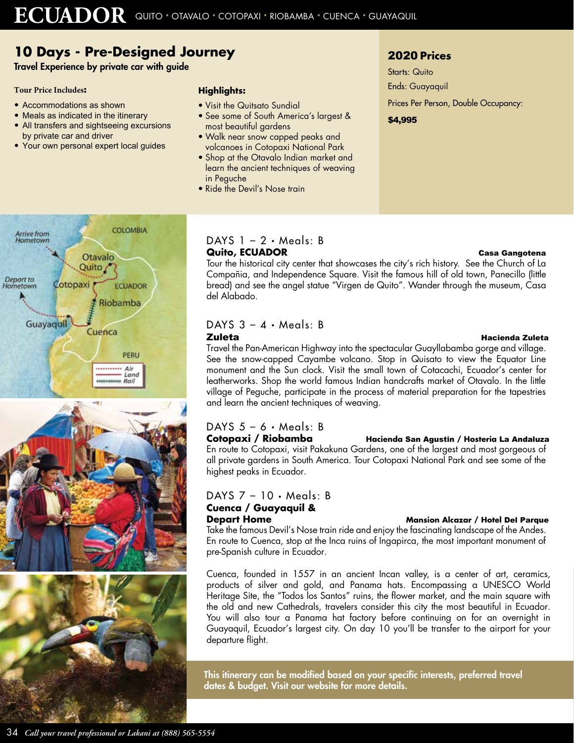# ECUADOR

QUITO • OTAVALO • COTOPAXI • RIOBAMBA • CUENCA • GUAYAQUIL

## 10 Days - Pre-Designed Journey

**Travel Experience by private car with guide**

**Tour Price Includes:**

- Accommodations as shown
- Meals as indicated in the itinerary
- All transfers and sightseeing excursions by private car and driver
- Your own personal expert local guides

**Highlights:**

- Visit the Quitsato Sundial
- See some of South America's largest & most beautiful gardens
- Walk near snow capped peaks and volcanoes in Cotopaxi National Park
- Shop at the Otavalo Indian market and learn the ancient techniques of weaving in Peguche
- Ride the Devil's Nose train

### 2020 Prices

Starts: Quito

Ends: Guayaquil

Prices Per Person, Double Occupancy:

**$4,995**

### DAYS 1 – 2 • Meals: B

**Quito, ECUADOR** — **Casa Gangotena**

Tour the historical city center that showcases the city's rich history. See the Church of La Compañia, and Independence Square. Visit the famous hill of old town, Panecillo (little bread) and see the angel statue "Virgen de Quito". Wander through the museum, Casa del Alabado.

### DAYS 3 – 4 • Meals: B

**Zuleta** — **Hacienda Zuleta**

Travel the Pan-American Highway into the spectacular Guayllabamba gorge and village. See the snow-capped Cayambe volcano. Stop in Quisato to view the Equator Line monument and the Sun clock. Visit the small town of Cotacachi, Ecuador's center for leatherworks. Shop the world famous Indian handcrafts market of Otavalo. In the little village of Peguche, participate in the process of material preparation for the tapestries and learn the ancient techniques of weaving.

### DAYS 5 – 6 • Meals: B

**Cotopaxi / Riobamba** — **Hacienda San Agustin / Hosteria La Andaluza**

En route to Cotopaxi, visit Pakakuna Gardens, one of the largest and most gorgeous of all private gardens in South America. Tour Cotopaxi National Park and see some of the highest peaks in Ecuador.

### DAYS 7 – 10 • Meals: B

**Cuenca / Guayaquil & Depart Home** — **Mansion Alcazar / Hotel Del Parque**

Take the famous Devil's Nose train ride and enjoy the fascinating landscape of the Andes. En route to Cuenca, stop at the Inca ruins of Ingapirca, the most important monument of pre-Spanish culture in Ecuador.

Cuenca, founded in 1557 in an ancient Incan valley, is a center of art, ceramics, products of silver and gold, and Panama hats. Encompassing a UNESCO World Heritage Site, the "Todos los Santos" ruins, the flower market, and the main square with the old and new Cathedrals, travelers consider this city the most beautiful in Ecuador. You will also tour a Panama hat factory before continuing on for an overnight in Guayaquil, Ecuador's largest city. On day 10 you'll be transfer to the airport for your departure flight.

**This itinerary can be modified based on your specific interests, preferred travel dates & budget. Visit our website for more details.**

*Call your travel professional or Lakani at (888) 565-5554*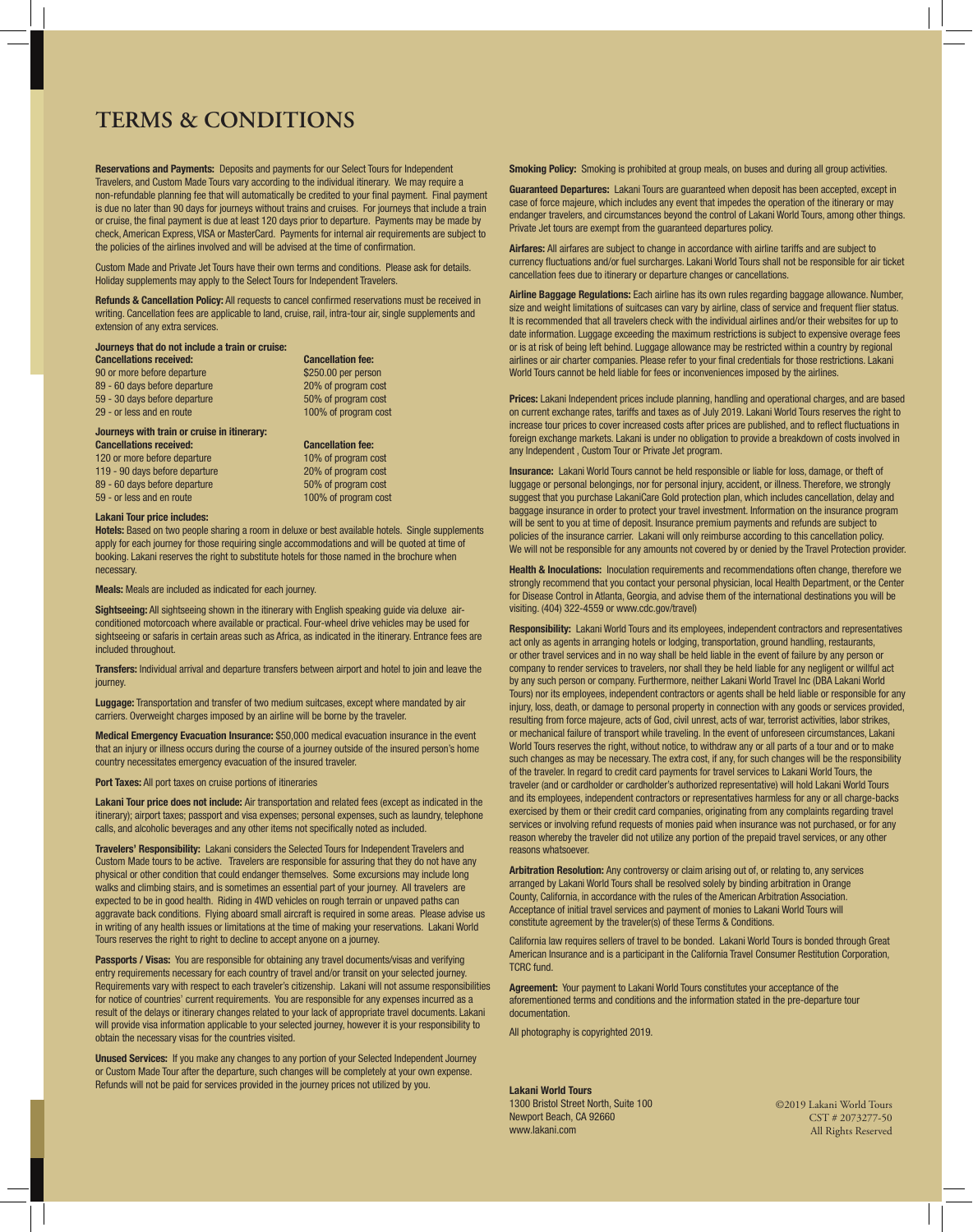# TERMS & CONDITIONS

**Reservations and Payments:** Deposits and payments for our Select Tours for Independent Travelers, and Custom Made Tours vary according to the individual itinerary. We may require a non-refundable planning fee that will automatically be credited to your final payment. Final payment is due no later than 90 days for journeys without trains and cruises. For journeys that include a train or cruise, the final payment is due at least 120 days prior to departure. Payments may be made by check, American Express, VISA or MasterCard. Payments for internal air requirements are subject to the policies of the airlines involved and will be advised at the time of confirmation.

Custom Made and Private Jet Tours have their own terms and conditions. Please ask for details. Holiday supplements may apply to the Select Tours for Independent Travelers.

**Refunds & Cancellation Policy:** All requests to cancel confirmed reservations must be received in writing. Cancellation fees are applicable to land, cruise, rail, intra-tour air, single supplements and extension of any extra services.

**Journeys that do not include a train or cruise:**

| Cancellations received: | Cancellation fee: |
| --- | --- |
| 90 or more before departure | $250.00 per person |
| 89 - 60 days before departure | 20% of program cost |
| 59 - 30 days before departure | 50% of program cost |
| 29 - or less and en route | 100% of program cost |

**Journeys with train or cruise in itinerary:**

| Cancellations received: | Cancellation fee: |
| --- | --- |
| 120 or more before departure | 10% of program cost |
| 119 - 90 days before departure | 20% of program cost |
| 89 - 60 days before departure | 50% of program cost |
| 59 - or less and en route | 100% of program cost |

**Lakani Tour price includes:**

**Hotels:** Based on two people sharing a room in deluxe or best available hotels. Single supplements apply for each journey for those requiring single accommodations and will be quoted at time of booking. Lakani reserves the right to substitute hotels for those named in the brochure when necessary.

**Meals:** Meals are included as indicated for each journey.

**Sightseeing:** All sightseeing shown in the itinerary with English speaking guide via deluxe air-conditioned motorcoach where available or practical. Four-wheel drive vehicles may be used for sightseeing or safaris in certain areas such as Africa, as indicated in the itinerary. Entrance fees are included throughout.

**Transfers:** Individual arrival and departure transfers between airport and hotel to join and leave the journey.

**Luggage:** Transportation and transfer of two medium suitcases, except where mandated by air carriers. Overweight charges imposed by an airline will be borne by the traveler.

**Medical Emergency Evacuation Insurance:** $50,000 medical evacuation insurance in the event that an injury or illness occurs during the course of a journey outside of the insured person's home country necessitates emergency evacuation of the insured traveler.

**Port Taxes:** All port taxes on cruise portions of itineraries

**Lakani Tour price does not include:** Air transportation and related fees (except as indicated in the itinerary); airport taxes; passport and visa expenses; personal expenses, such as laundry, telephone calls, and alcoholic beverages and any other items not specifically noted as included.

**Travelers' Responsibility:** Lakani considers the Selected Tours for Independent Travelers and Custom Made tours to be active. Travelers are responsible for assuring that they do not have any physical or other condition that could endanger themselves. Some excursions may include long walks and climbing stairs, and is sometimes an essential part of your journey. All travelers are expected to be in good health. Riding in 4WD vehicles on rough terrain or unpaved paths can aggravate back conditions. Flying aboard small aircraft is required in some areas. Please advise us in writing of any health issues or limitations at the time of making your reservations. Lakani World Tours reserves the right to right to decline to accept anyone on a journey.

**Passports / Visas:** You are responsible for obtaining any travel documents/visas and verifying entry requirements necessary for each country of travel and/or transit on your selected journey. Requirements vary with respect to each traveler's citizenship. Lakani will not assume responsibilities for notice of countries' current requirements. You are responsible for any expenses incurred as a result of the delays or itinerary changes related to your lack of appropriate travel documents. Lakani will provide visa information applicable to your selected journey, however it is your responsibility to obtain the necessary visas for the countries visited.

**Unused Services:** If you make any changes to any portion of your Selected Independent Journey or Custom Made Tour after the departure, such changes will be completely at your own expense. Refunds will not be paid for services provided in the journey prices not utilized by you.

**Smoking Policy:** Smoking is prohibited at group meals, on buses and during all group activities.

**Guaranteed Departures:** Lakani Tours are guaranteed when deposit has been accepted, except in case of force majeure, which includes any event that impedes the operation of the itinerary or may endanger travelers, and circumstances beyond the control of Lakani World Tours, among other things. Private Jet tours are exempt from the guaranteed departures policy.

**Airfares:** All airfares are subject to change in accordance with airline tariffs and are subject to currency fluctuations and/or fuel surcharges. Lakani World Tours shall not be responsible for air ticket cancellation fees due to itinerary or departure changes or cancellations.

**Airline Baggage Regulations:** Each airline has its own rules regarding baggage allowance. Number, size and weight limitations of suitcases can vary by airline, class of service and frequent flier status. It is recommended that all travelers check with the individual airlines and/or their websites for up to date information. Luggage exceeding the maximum restrictions is subject to expensive overage fees or is at risk of being left behind. Luggage allowance may be restricted within a country by regional airlines or air charter companies. Please refer to your final credentials for those restrictions. Lakani World Tours cannot be held liable for fees or inconveniences imposed by the airlines.

**Prices:** Lakani Independent prices include planning, handling and operational charges, and are based on current exchange rates, tariffs and taxes as of July 2019. Lakani World Tours reserves the right to increase tour prices to cover increased costs after prices are published, and to reflect fluctuations in foreign exchange markets. Lakani is under no obligation to provide a breakdown of costs involved in any Independent , Custom Tour or Private Jet program.

**Insurance:** Lakani World Tours cannot be held responsible or liable for loss, damage, or theft of luggage or personal belongings, nor for personal injury, accident, or illness. Therefore, we strongly suggest that you purchase LakaniCare Gold protection plan, which includes cancellation, delay and baggage insurance in order to protect your travel investment. Information on the insurance program will be sent to you at time of deposit. Insurance premium payments and refunds are subject to policies of the insurance carrier. Lakani will only reimburse according to this cancellation policy. We will not be responsible for any amounts not covered by or denied by the Travel Protection provider.

**Health & Inoculations:** Inoculation requirements and recommendations often change, therefore we strongly recommend that you contact your personal physician, local Health Department, or the Center for Disease Control in Atlanta, Georgia, and advise them of the international destinations you will be visiting. (404) 322-4559 or www.cdc.gov/travel)

**Responsibility:** Lakani World Tours and its employees, independent contractors and representatives act only as agents in arranging hotels or lodging, transportation, ground handling, restaurants, or other travel services and in no way shall be held liable in the event of failure by any person or company to render services to travelers, nor shall they be held liable for any negligent or willful act by any such person or company. Furthermore, neither Lakani World Travel Inc (DBA Lakani World Tours) nor its employees, independent contractors or agents shall be held liable or responsible for any injury, loss, death, or damage to personal property in connection with any goods or services provided, resulting from force majeure, acts of God, civil unrest, acts of war, terrorist activities, labor strikes, or mechanical failure of transport while traveling. In the event of unforeseen circumstances, Lakani World Tours reserves the right, without notice, to withdraw any or all parts of a tour and or to make such changes as may be necessary. The extra cost, if any, for such changes will be the responsibility of the traveler. In regard to credit card payments for travel services to Lakani World Tours, the traveler (and or cardholder or cardholder's authorized representative) will hold Lakani World Tours and its employees, independent contractors or representatives harmless for any or all charge-backs exercised by them or their credit card companies, originating from any complaints regarding travel services or involving refund requests of monies paid when insurance was not purchased, or for any reason whereby the traveler did not utilize any portion of the prepaid travel services, or any other reasons whatsoever.

**Arbitration Resolution:** Any controversy or claim arising out of, or relating to, any services arranged by Lakani World Tours shall be resolved solely by binding arbitration in Orange County, California, in accordance with the rules of the American Arbitration Association. Acceptance of initial travel services and payment of monies to Lakani World Tours will constitute agreement by the traveler(s) of these Terms & Conditions.

California law requires sellers of travel to be bonded. Lakani World Tours is bonded through Great American Insurance and is a participant in the California Travel Consumer Restitution Corporation, TCRC fund.

**Agreement:** Your payment to Lakani World Tours constitutes your acceptance of the aforementioned terms and conditions and the information stated in the pre-departure tour documentation.

All photography is copyrighted 2019.

**Lakani World Tours**
1300 Bristol Street North, Suite 100
Newport Beach, CA 92660
www.lakani.com

©2019 Lakani World Tours
CST # 2073277-50
All Rights Reserved